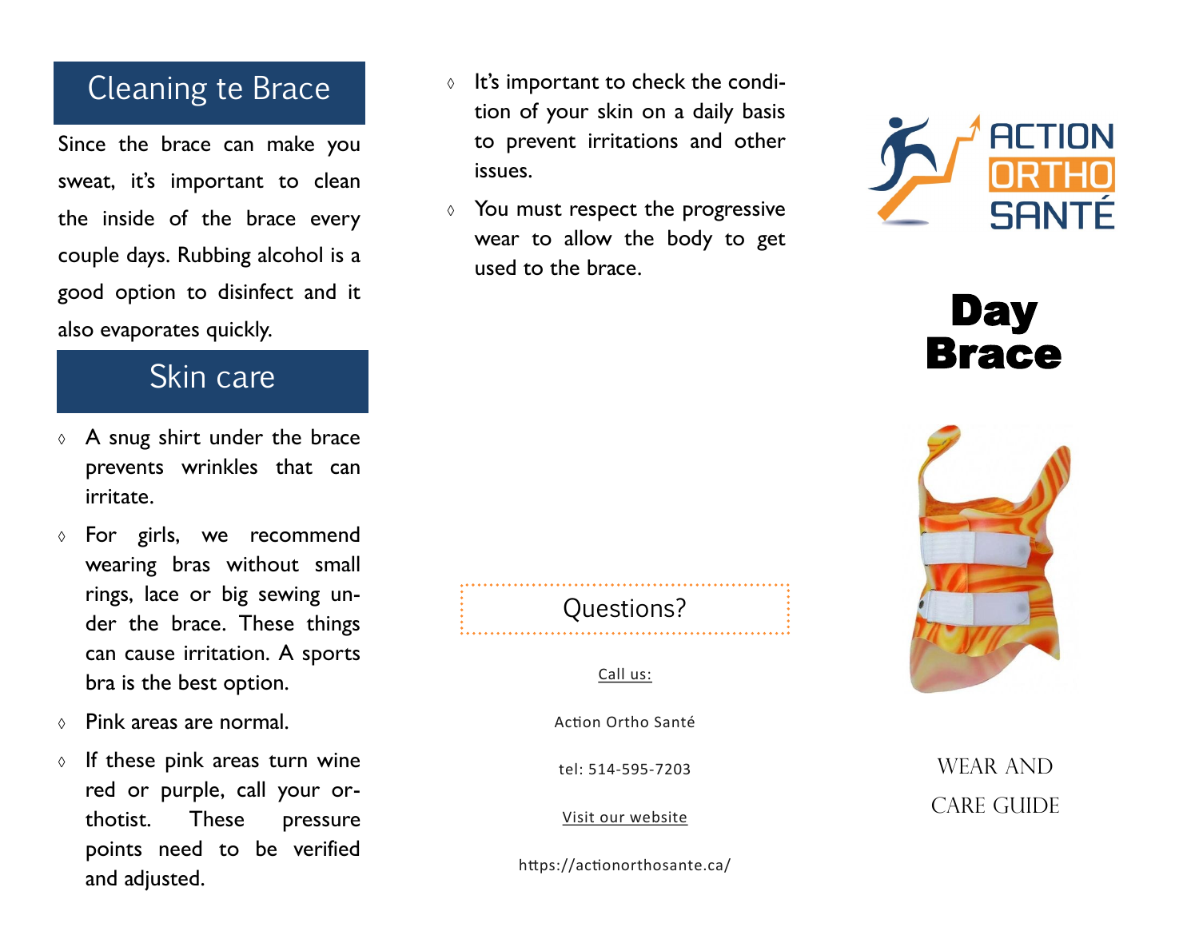## Cleaning te Brace

Since the brace can make you sweat, it's important to clean the inside of the brace every couple days. Rubbing alcohol is a good option to disinfect and it also evaporates quickly.

## Skin care

- A snug shirt under the brace prevents wrinkles that can irritate.
- For girls, we recommend wearing bras without small rings, lace or big sewing under the brace. These things can cause irritation. A sports bra is the best option.
- Pink areas are normal.
- If these pink areas turn wine red or purple, call your orthotist. These pressure points need to be verified and adjusted.
- It's important to check the condition of your skin on a daily basis to prevent irritations and other issues.
- You must respect the progressive wear to allow the body to get used to the brace.

### Questions?

Call us:

Action Ortho Santé

tel: 514-595-7203

Visit our website

https://actionorthosante.ca/

ACTION ORTHO SANTÉ

# Day Brace

WEAR AND CARE GUIDE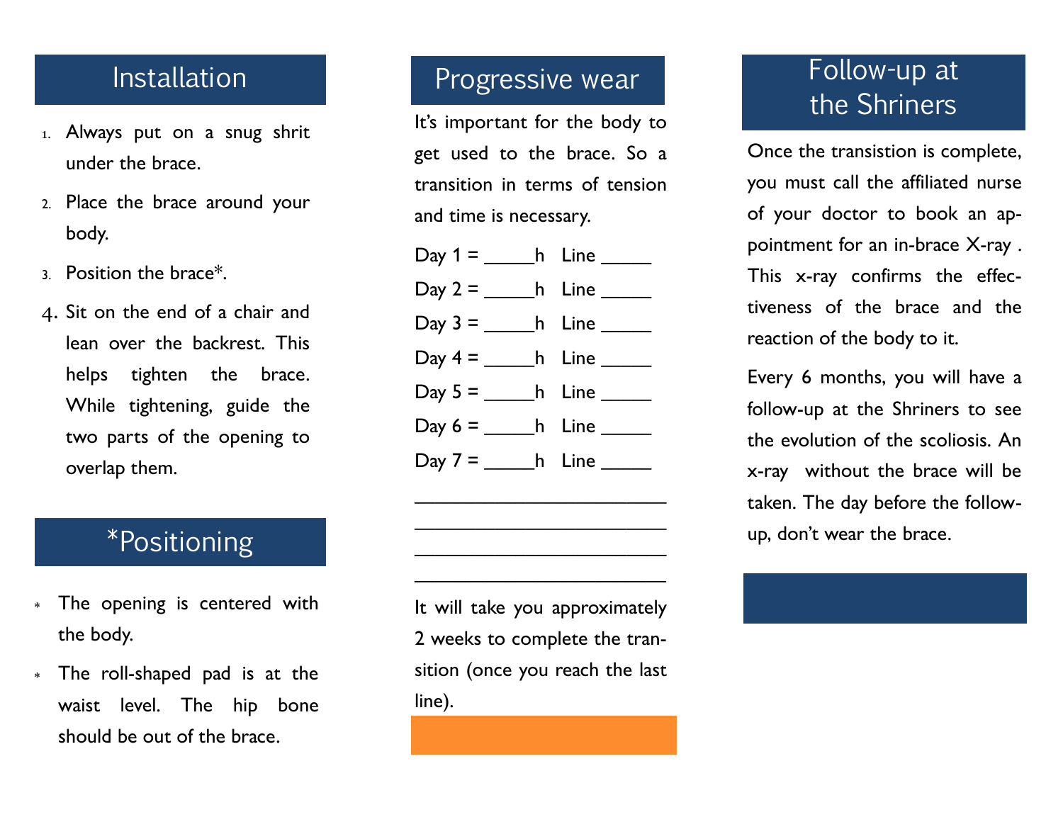## Installation

1. Always put on a snug shrit under the brace.
2. Place the brace around your body.
3. Position the brace*.
4. Sit on the end of a chair and lean over the backrest. This helps tighten the brace. While tightening, guide the two parts of the opening to overlap them.

## *Positioning

* The opening is centered with the body.
* The roll-shaped pad is at the waist level. The hip bone should be out of the brace.

## Progressive wear

It's important for the body to get used to the brace. So a transition in terms of tension and time is necessary.

Day 1 = _____h Line _____

Day 2 = _____h Line _____

Day 3 = _____h Line _____

Day 4 = _____h Line _____

Day 5 = _____h Line _____

Day 6 = _____h Line _____

Day 7 = _____h Line _____

________________________

________________________

________________________

________________________

It will take you approximately 2 weeks to complete the transition (once you reach the last line).

## Follow-up at the Shriners

Once the transistion is complete, you must call the affiliated nurse of your doctor to book an appointment for an in-brace X-ray . This x-ray confirms the effectiveness of the brace and the reaction of the body to it.

Every 6 months, you will have a follow-up at the Shriners to see the evolution of the scoliosis. An x-ray without the brace will be taken. The day before the follow-up, don't wear the brace.